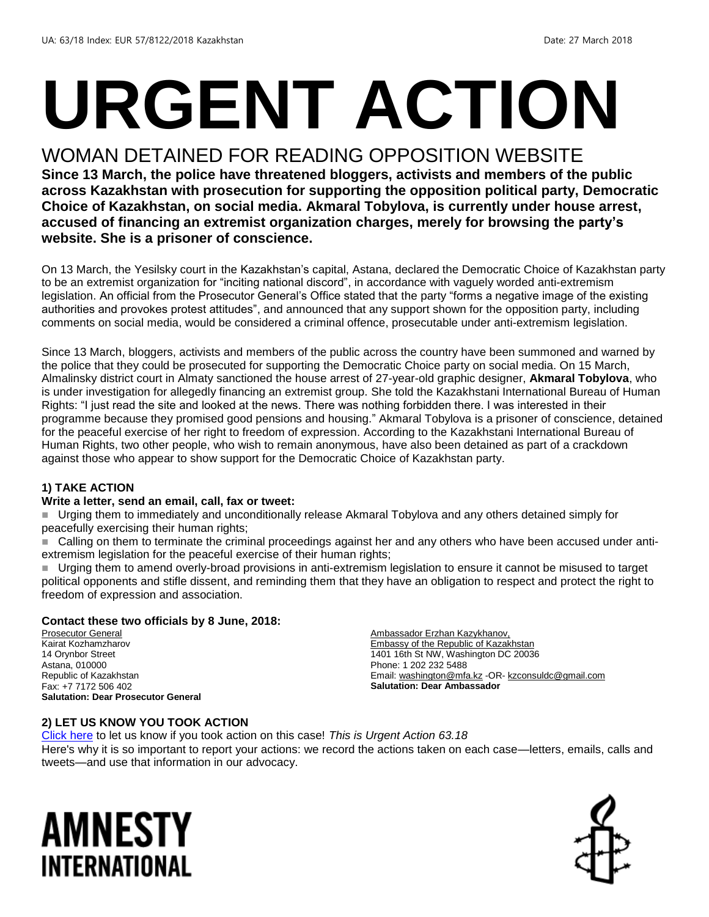UA: 63/18 Index: EUR 57/8122/2018 Kazakhstan Date: 27 March 2018

# URGENT ACTION

## WOMAN DETAINED FOR READING OPPOSITION WEBSITE

**Since 13 March, the police have threatened bloggers, activists and members of the public across Kazakhstan with prosecution for supporting the opposition political party, Democratic Choice of Kazakhstan, on social media. Akmaral Tobylova, is currently under house arrest, accused of financing an extremist organization charges, merely for browsing the party's website. She is a prisoner of conscience.**

On 13 March, the Yesilsky court in the Kazakhstan's capital, Astana, declared the Democratic Choice of Kazakhstan party to be an extremist organization for "inciting national discord", in accordance with vaguely worded anti-extremism legislation. An official from the Prosecutor General's Office stated that the party "forms a negative image of the existing authorities and provokes protest attitudes", and announced that any support shown for the opposition party, including comments on social media, would be considered a criminal offence, prosecutable under anti-extremism legislation.

Since 13 March, bloggers, activists and members of the public across the country have been summoned and warned by the police that they could be prosecuted for supporting the Democratic Choice party on social media. On 15 March, Almalinsky district court in Almaty sanctioned the house arrest of 27-year-old graphic designer, **Akmaral Tobylova**, who is under investigation for allegedly financing an extremist group. She told the Kazakhstani International Bureau of Human Rights: "I just read the site and looked at the news. There was nothing forbidden there. I was interested in their programme because they promised good pensions and housing." Akmaral Tobylova is a prisoner of conscience, detained for the peaceful exercise of her right to freedom of expression. According to the Kazakhstani International Bureau of Human Rights, two other people, who wish to remain anonymous, have also been detained as part of a crackdown against those who appear to show support for the Democratic Choice of Kazakhstan party.

### 1) TAKE ACTION

**Write a letter, send an email, call, fax or tweet:**

- Urging them to immediately and unconditionally release Akmaral Tobylova and any others detained simply for peacefully exercising their human rights;
- Calling on them to terminate the criminal proceedings against her and any others who have been accused under anti-extremism legislation for the peaceful exercise of their human rights;
- Urging them to amend overly-broad provisions in anti-extremism legislation to ensure it cannot be misused to target political opponents and stifle dissent, and reminding them that they have an obligation to respect and protect the right to freedom of expression and association.

**Contact these two officials by 8 June, 2018:**

Prosecutor General
Kairat Kozhamzharov
14 Orynbor Street
Astana, 010000
Republic of Kazakhstan
Fax: +7 7172 506 402
**Salutation: Dear Prosecutor General**

Ambassador Erzhan Kazykhanov,
Embassy of the Republic of Kazakhstan
1401 16th St NW, Washington DC 20036
Phone: 1 202 232 5488
Email: washington@mfa.kz -OR- kzconsuldc@gmail.com
**Salutation: Dear Ambassador**

### 2) LET US KNOW YOU TOOK ACTION

Click here to let us know if you took action on this case! *This is Urgent Action 63.18*
Here's why it is so important to report your actions: we record the actions taken on each case—letters, emails, calls and tweets—and use that information in our advocacy.

AMNESTY INTERNATIONAL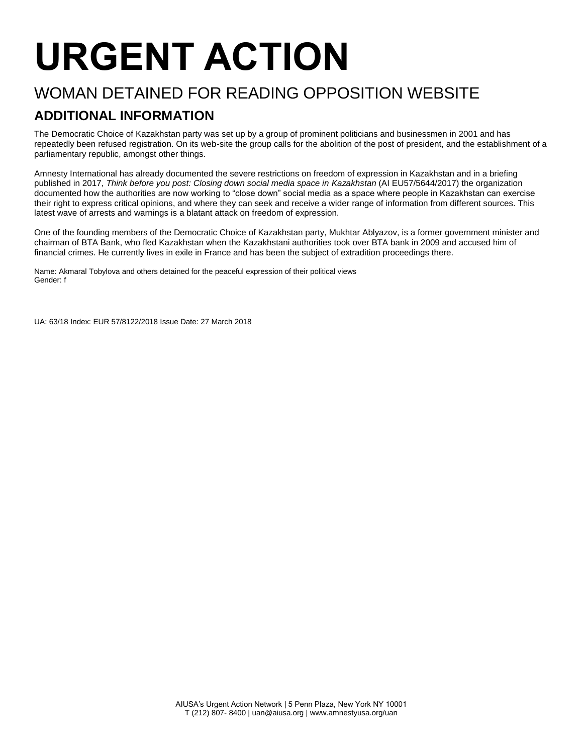# URGENT ACTION

## WOMAN DETAINED FOR READING OPPOSITION WEBSITE

### ADDITIONAL INFORMATION

The Democratic Choice of Kazakhstan party was set up by a group of prominent politicians and businessmen in 2001 and has repeatedly been refused registration. On its web-site the group calls for the abolition of the post of president, and the establishment of a parliamentary republic, amongst other things.

Amnesty International has already documented the severe restrictions on freedom of expression in Kazakhstan and in a briefing published in 2017, *Think before you post: Closing down social media space in Kazakhstan* (AI EU57/5644/2017) the organization documented how the authorities are now working to "close down" social media as a space where people in Kazakhstan can exercise their right to express critical opinions, and where they can seek and receive a wider range of information from different sources. This latest wave of arrests and warnings is a blatant attack on freedom of expression.

One of the founding members of the Democratic Choice of Kazakhstan party, Mukhtar Ablyazov, is a former government minister and chairman of BTA Bank, who fled Kazakhstan when the Kazakhstani authorities took over BTA bank in 2009 and accused him of financial crimes. He currently lives in exile in France and has been the subject of extradition proceedings there.

Name: Akmaral Tobylova and others detained for the peaceful expression of their political views
Gender: f

UA: 63/18 Index: EUR 57/8122/2018 Issue Date: 27 March 2018

AIUSA's Urgent Action Network | 5 Penn Plaza, New York NY 10001
T (212) 807- 8400 | uan@aiusa.org | www.amnestyusa.org/uan